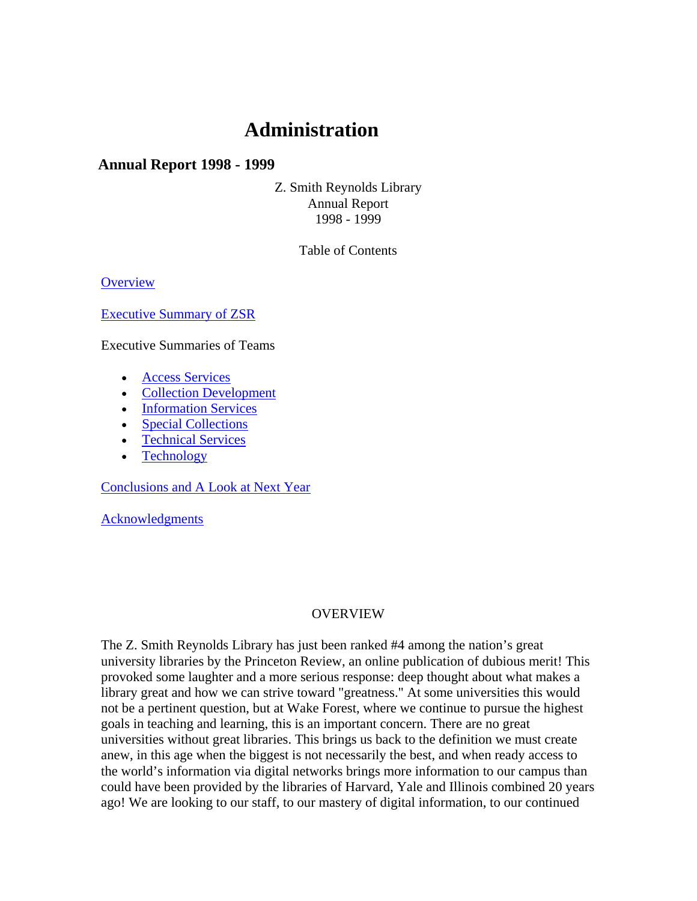# Administration

## Annual Report 1998 - 1999

Z. Smith Reynolds Library  
Annual Report  
1998 - 1999

Table of Contents

Overview

Executive Summary of ZSR

Executive Summaries of Teams

- Access Services
- Collection Development
- Information Services
- Special Collections
- Technical Services
- Technology

Conclusions and A Look at Next Year

Acknowledgments

OVERVIEW

The Z. Smith Reynolds Library has just been ranked #4 among the nation's great university libraries by the Princeton Review, an online publication of dubious merit! This provoked some laughter and a more serious response: deep thought about what makes a library great and how we can strive toward "greatness." At some universities this would not be a pertinent question, but at Wake Forest, where we continue to pursue the highest goals in teaching and learning, this is an important concern. There are no great universities without great libraries. This brings us back to the definition we must create anew, in this age when the biggest is not necessarily the best, and when ready access to the world's information via digital networks brings more information to our campus than could have been provided by the libraries of Harvard, Yale and Illinois combined 20 years ago! We are looking to our staff, to our mastery of digital information, to our continued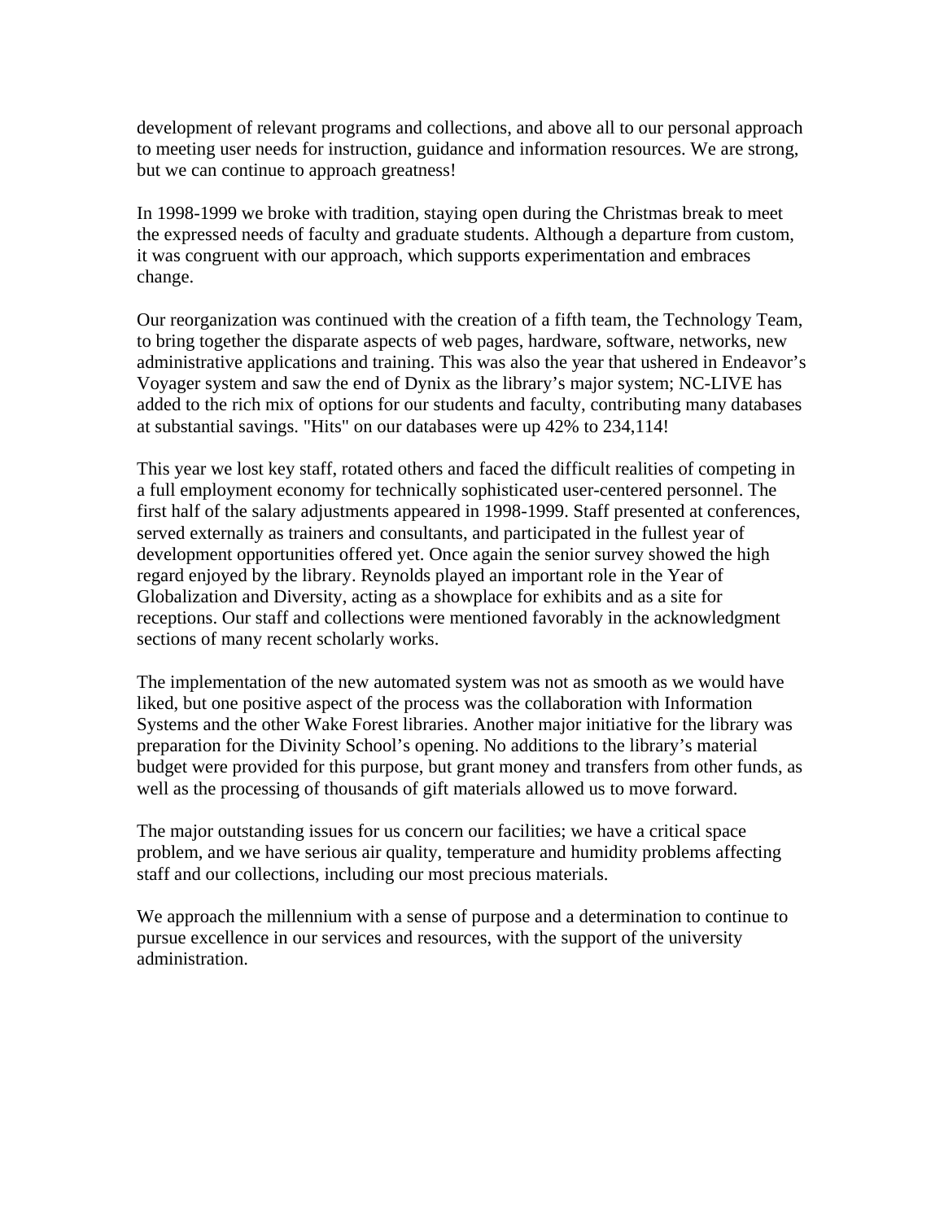development of relevant programs and collections, and above all to our personal approach to meeting user needs for instruction, guidance and information resources. We are strong, but we can continue to approach greatness!

In 1998-1999 we broke with tradition, staying open during the Christmas break to meet the expressed needs of faculty and graduate students. Although a departure from custom, it was congruent with our approach, which supports experimentation and embraces change.

Our reorganization was continued with the creation of a fifth team, the Technology Team, to bring together the disparate aspects of web pages, hardware, software, networks, new administrative applications and training. This was also the year that ushered in Endeavor's Voyager system and saw the end of Dynix as the library's major system; NC-LIVE has added to the rich mix of options for our students and faculty, contributing many databases at substantial savings. "Hits" on our databases were up 42% to 234,114!

This year we lost key staff, rotated others and faced the difficult realities of competing in a full employment economy for technically sophisticated user-centered personnel. The first half of the salary adjustments appeared in 1998-1999. Staff presented at conferences, served externally as trainers and consultants, and participated in the fullest year of development opportunities offered yet. Once again the senior survey showed the high regard enjoyed by the library. Reynolds played an important role in the Year of Globalization and Diversity, acting as a showplace for exhibits and as a site for receptions. Our staff and collections were mentioned favorably in the acknowledgment sections of many recent scholarly works.

The implementation of the new automated system was not as smooth as we would have liked, but one positive aspect of the process was the collaboration with Information Systems and the other Wake Forest libraries. Another major initiative for the library was preparation for the Divinity School's opening. No additions to the library's material budget were provided for this purpose, but grant money and transfers from other funds, as well as the processing of thousands of gift materials allowed us to move forward.

The major outstanding issues for us concern our facilities; we have a critical space problem, and we have serious air quality, temperature and humidity problems affecting staff and our collections, including our most precious materials.

We approach the millennium with a sense of purpose and a determination to continue to pursue excellence in our services and resources, with the support of the university administration.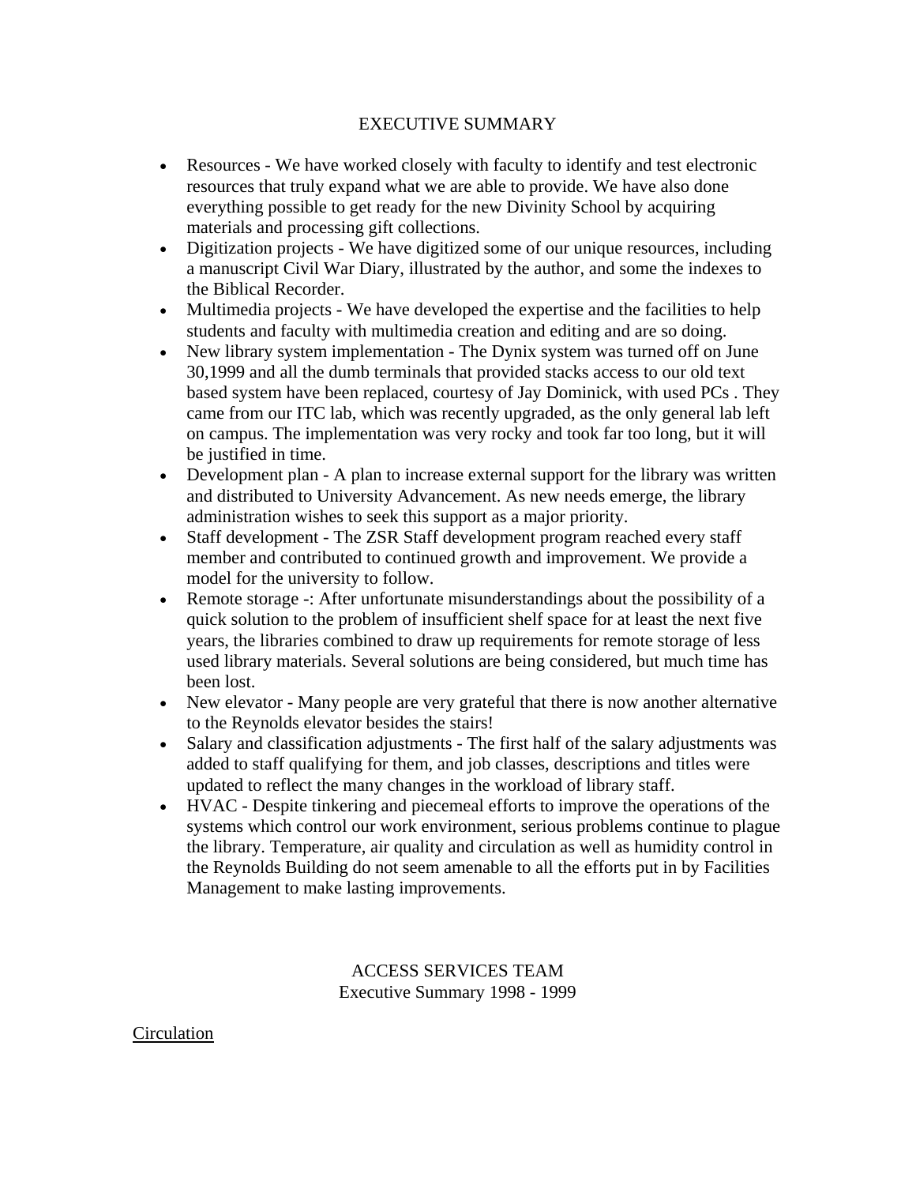# EXECUTIVE SUMMARY

- Resources - We have worked closely with faculty to identify and test electronic resources that truly expand what we are able to provide. We have also done everything possible to get ready for the new Divinity School by acquiring materials and processing gift collections.
- Digitization projects - We have digitized some of our unique resources, including a manuscript Civil War Diary, illustrated by the author, and some the indexes to the Biblical Recorder.
- Multimedia projects - We have developed the expertise and the facilities to help students and faculty with multimedia creation and editing and are so doing.
- New library system implementation - The Dynix system was turned off on June 30,1999 and all the dumb terminals that provided stacks access to our old text based system have been replaced, courtesy of Jay Dominick, with used PCs . They came from our ITC lab, which was recently upgraded, as the only general lab left on campus. The implementation was very rocky and took far too long, but it will be justified in time.
- Development plan - A plan to increase external support for the library was written and distributed to University Advancement. As new needs emerge, the library administration wishes to seek this support as a major priority.
- Staff development - The ZSR Staff development program reached every staff member and contributed to continued growth and improvement. We provide a model for the university to follow.
- Remote storage -: After unfortunate misunderstandings about the possibility of a quick solution to the problem of insufficient shelf space for at least the next five years, the libraries combined to draw up requirements for remote storage of less used library materials. Several solutions are being considered, but much time has been lost.
- New elevator - Many people are very grateful that there is now another alternative to the Reynolds elevator besides the stairs!
- Salary and classification adjustments - The first half of the salary adjustments was added to staff qualifying for them, and job classes, descriptions and titles were updated to reflect the many changes in the workload of library staff.
- HVAC - Despite tinkering and piecemeal efforts to improve the operations of the systems which control our work environment, serious problems continue to plague the library. Temperature, air quality and circulation as well as humidity control in the Reynolds Building do not seem amenable to all the efforts put in by Facilities Management to make lasting improvements.

## ACCESS SERVICES TEAM
Executive Summary 1998 - 1999

Circulation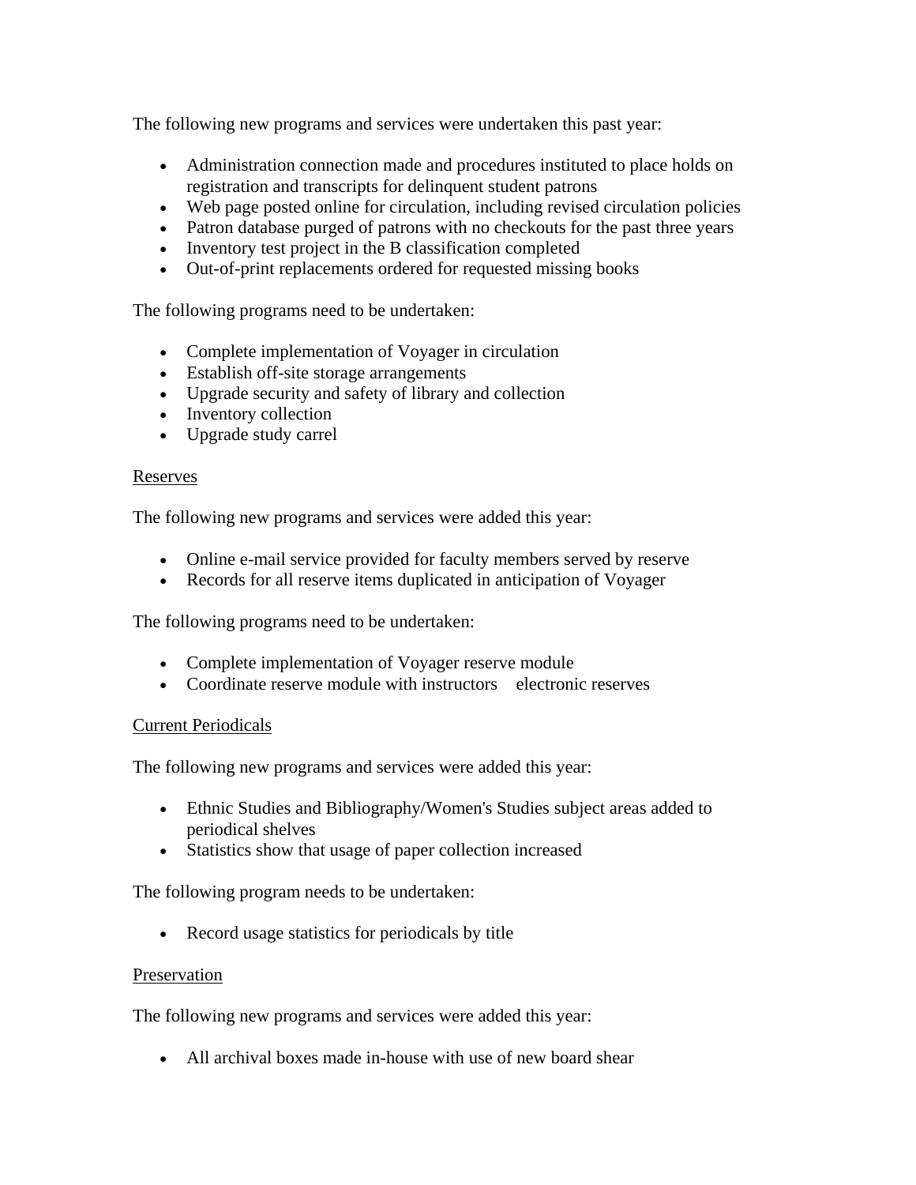The following new programs and services were undertaken this past year:

- Administration connection made and procedures instituted to place holds on registration and transcripts for delinquent student patrons
- Web page posted online for circulation, including revised circulation policies
- Patron database purged of patrons with no checkouts for the past three years
- Inventory test project in the B classification completed
- Out-of-print replacements ordered for requested missing books

The following programs need to be undertaken:

- Complete implementation of Voyager in circulation
- Establish off-site storage arrangements
- Upgrade security and safety of library and collection
- Inventory collection
- Upgrade study carrel

<u>Reserves</u>

The following new programs and services were added this year:

- Online e-mail service provided for faculty members served by reserve
- Records for all reserve items duplicated in anticipation of Voyager

The following programs need to be undertaken:

- Complete implementation of Voyager reserve module
- Coordinate reserve module with instructors electronic reserves

<u>Current Periodicals</u>

The following new programs and services were added this year:

- Ethnic Studies and Bibliography/Women's Studies subject areas added to periodical shelves
- Statistics show that usage of paper collection increased

The following program needs to be undertaken:

- Record usage statistics for periodicals by title

<u>Preservation</u>

The following new programs and services were added this year:

- All archival boxes made in-house with use of new board shear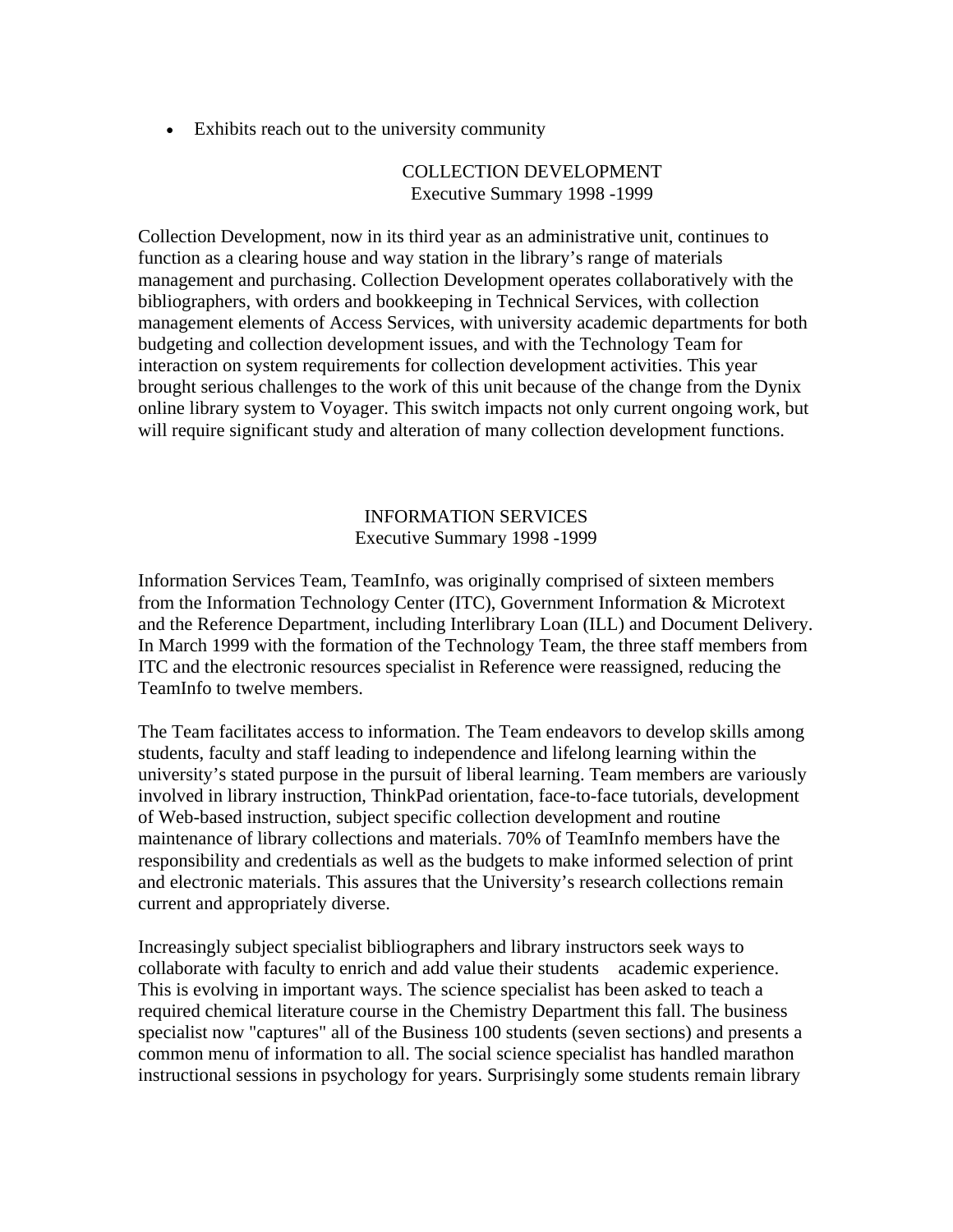- Exhibits reach out to the university community

## COLLECTION DEVELOPMENT
### Executive Summary 1998 -1999

Collection Development, now in its third year as an administrative unit, continues to function as a clearing house and way station in the library's range of materials management and purchasing. Collection Development operates collaboratively with the bibliographers, with orders and bookkeeping in Technical Services, with collection management elements of Access Services, with university academic departments for both budgeting and collection development issues, and with the Technology Team for interaction on system requirements for collection development activities. This year brought serious challenges to the work of this unit because of the change from the Dynix online library system to Voyager. This switch impacts not only current ongoing work, but will require significant study and alteration of many collection development functions.

## INFORMATION SERVICES
### Executive Summary 1998 -1999

Information Services Team, TeamInfo, was originally comprised of sixteen members from the Information Technology Center (ITC), Government Information & Microtext and the Reference Department, including Interlibrary Loan (ILL) and Document Delivery. In March 1999 with the formation of the Technology Team, the three staff members from ITC and the electronic resources specialist in Reference were reassigned, reducing the TeamInfo to twelve members.

The Team facilitates access to information. The Team endeavors to develop skills among students, faculty and staff leading to independence and lifelong learning within the university's stated purpose in the pursuit of liberal learning. Team members are variously involved in library instruction, ThinkPad orientation, face-to-face tutorials, development of Web-based instruction, subject specific collection development and routine maintenance of library collections and materials. 70% of TeamInfo members have the responsibility and credentials as well as the budgets to make informed selection of print and electronic materials. This assures that the University's research collections remain current and appropriately diverse.

Increasingly subject specialist bibliographers and library instructors seek ways to collaborate with faculty to enrich and add value their students academic experience. This is evolving in important ways. The science specialist has been asked to teach a required chemical literature course in the Chemistry Department this fall. The business specialist now "captures" all of the Business 100 students (seven sections) and presents a common menu of information to all. The social science specialist has handled marathon instructional sessions in psychology for years. Surprisingly some students remain library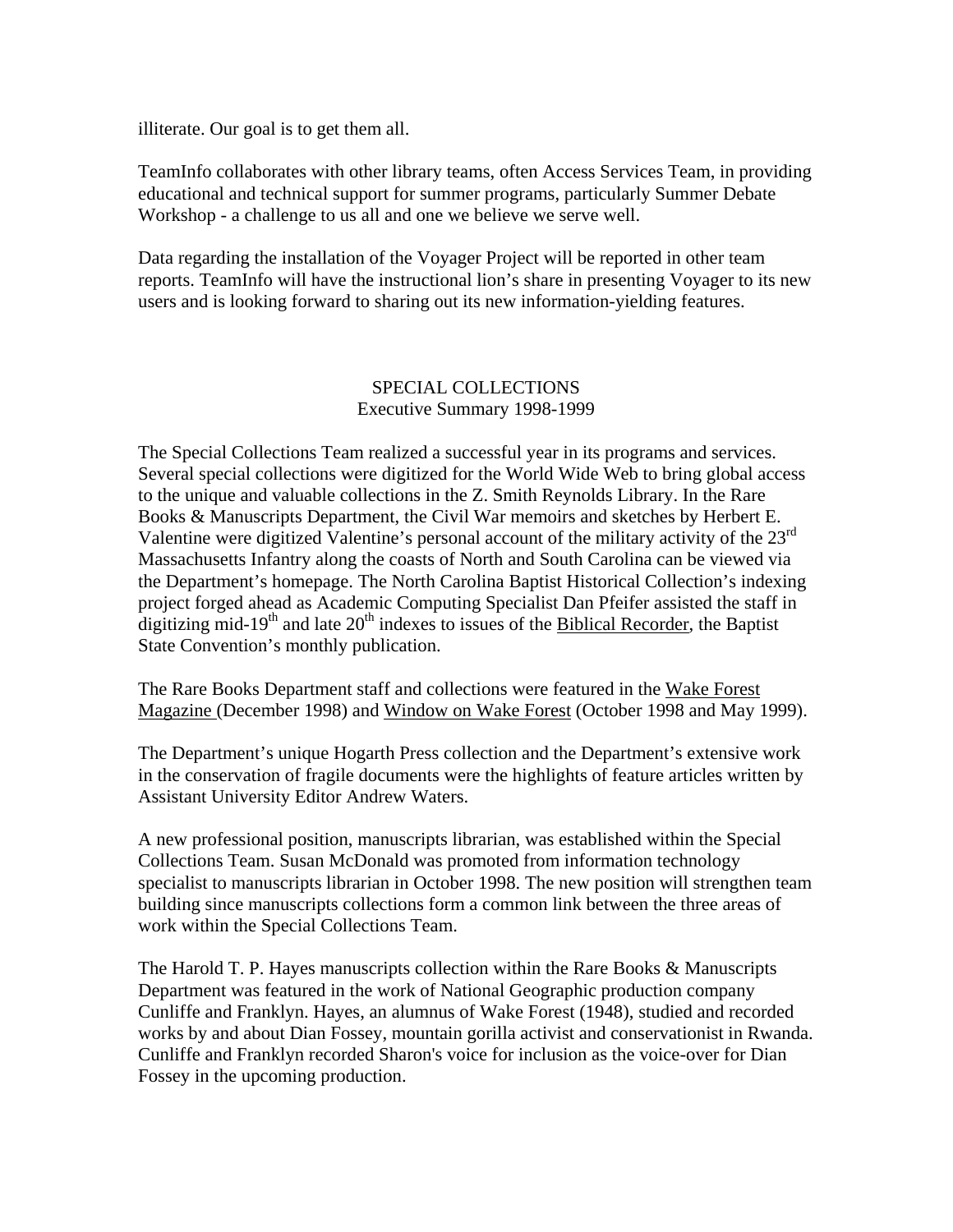illiterate. Our goal is to get them all.

TeamInfo collaborates with other library teams, often Access Services Team, in providing educational and technical support for summer programs, particularly Summer Debate Workshop - a challenge to us all and one we believe we serve well.

Data regarding the installation of the Voyager Project will be reported in other team reports. TeamInfo will have the instructional lion's share in presenting Voyager to its new users and is looking forward to sharing out its new information-yielding features.

## SPECIAL COLLECTIONS
### Executive Summary 1998-1999

The Special Collections Team realized a successful year in its programs and services. Several special collections were digitized for the World Wide Web to bring global access to the unique and valuable collections in the Z. Smith Reynolds Library. In the Rare Books & Manuscripts Department, the Civil War memoirs and sketches by Herbert E. Valentine were digitized Valentine's personal account of the military activity of the 23rd Massachusetts Infantry along the coasts of North and South Carolina can be viewed via the Department's homepage. The North Carolina Baptist Historical Collection's indexing project forged ahead as Academic Computing Specialist Dan Pfeifer assisted the staff in digitizing mid-19th and late 20th indexes to issues of the Biblical Recorder, the Baptist State Convention's monthly publication.

The Rare Books Department staff and collections were featured in the Wake Forest Magazine (December 1998) and Window on Wake Forest (October 1998 and May 1999).

The Department's unique Hogarth Press collection and the Department's extensive work in the conservation of fragile documents were the highlights of feature articles written by Assistant University Editor Andrew Waters.

A new professional position, manuscripts librarian, was established within the Special Collections Team. Susan McDonald was promoted from information technology specialist to manuscripts librarian in October 1998. The new position will strengthen team building since manuscripts collections form a common link between the three areas of work within the Special Collections Team.

The Harold T. P. Hayes manuscripts collection within the Rare Books & Manuscripts Department was featured in the work of National Geographic production company Cunliffe and Franklyn. Hayes, an alumnus of Wake Forest (1948), studied and recorded works by and about Dian Fossey, mountain gorilla activist and conservationist in Rwanda. Cunliffe and Franklyn recorded Sharon's voice for inclusion as the voice-over for Dian Fossey in the upcoming production.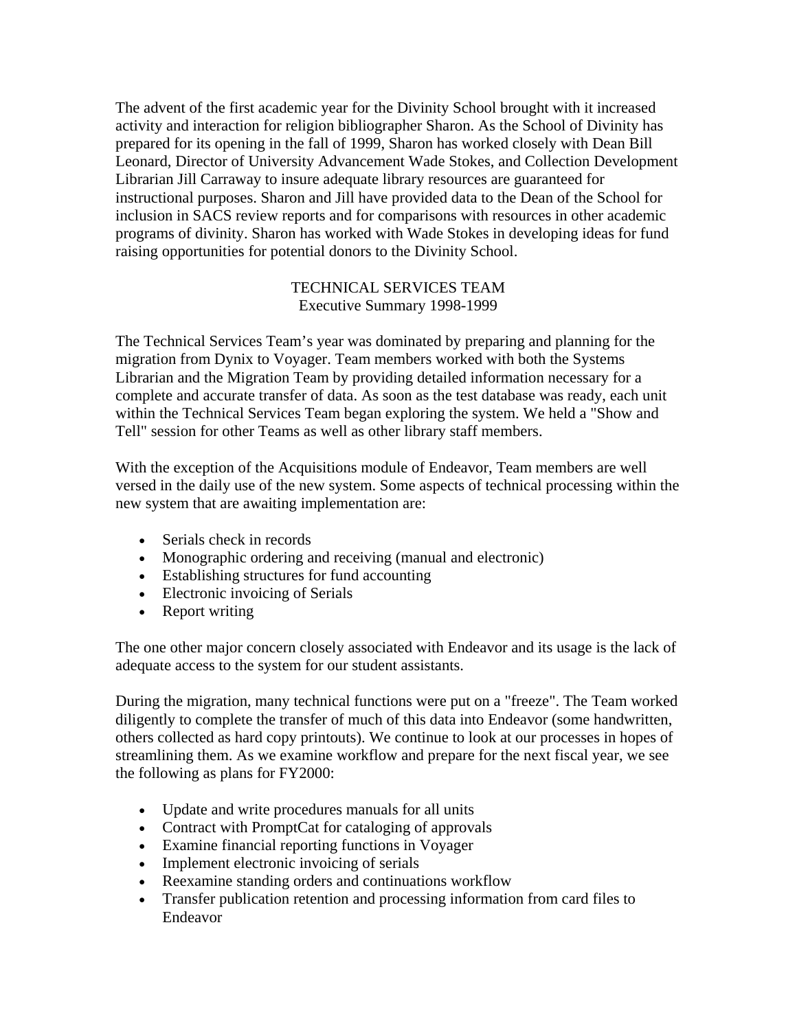The advent of the first academic year for the Divinity School brought with it increased activity and interaction for religion bibliographer Sharon. As the School of Divinity has prepared for its opening in the fall of 1999, Sharon has worked closely with Dean Bill Leonard, Director of University Advancement Wade Stokes, and Collection Development Librarian Jill Carraway to insure adequate library resources are guaranteed for instructional purposes. Sharon and Jill have provided data to the Dean of the School for inclusion in SACS review reports and for comparisons with resources in other academic programs of divinity. Sharon has worked with Wade Stokes in developing ideas for fund raising opportunities for potential donors to the Divinity School.

## TECHNICAL SERVICES TEAM
### Executive Summary 1998-1999

The Technical Services Team's year was dominated by preparing and planning for the migration from Dynix to Voyager. Team members worked with both the Systems Librarian and the Migration Team by providing detailed information necessary for a complete and accurate transfer of data. As soon as the test database was ready, each unit within the Technical Services Team began exploring the system. We held a "Show and Tell" session for other Teams as well as other library staff members.

With the exception of the Acquisitions module of Endeavor, Team members are well versed in the daily use of the new system. Some aspects of technical processing within the new system that are awaiting implementation are:

- Serials check in records
- Monographic ordering and receiving (manual and electronic)
- Establishing structures for fund accounting
- Electronic invoicing of Serials
- Report writing

The one other major concern closely associated with Endeavor and its usage is the lack of adequate access to the system for our student assistants.

During the migration, many technical functions were put on a "freeze". The Team worked diligently to complete the transfer of much of this data into Endeavor (some handwritten, others collected as hard copy printouts). We continue to look at our processes in hopes of streamlining them. As we examine workflow and prepare for the next fiscal year, we see the following as plans for FY2000:

- Update and write procedures manuals for all units
- Contract with PromptCat for cataloging of approvals
- Examine financial reporting functions in Voyager
- Implement electronic invoicing of serials
- Reexamine standing orders and continuations workflow
- Transfer publication retention and processing information from card files to Endeavor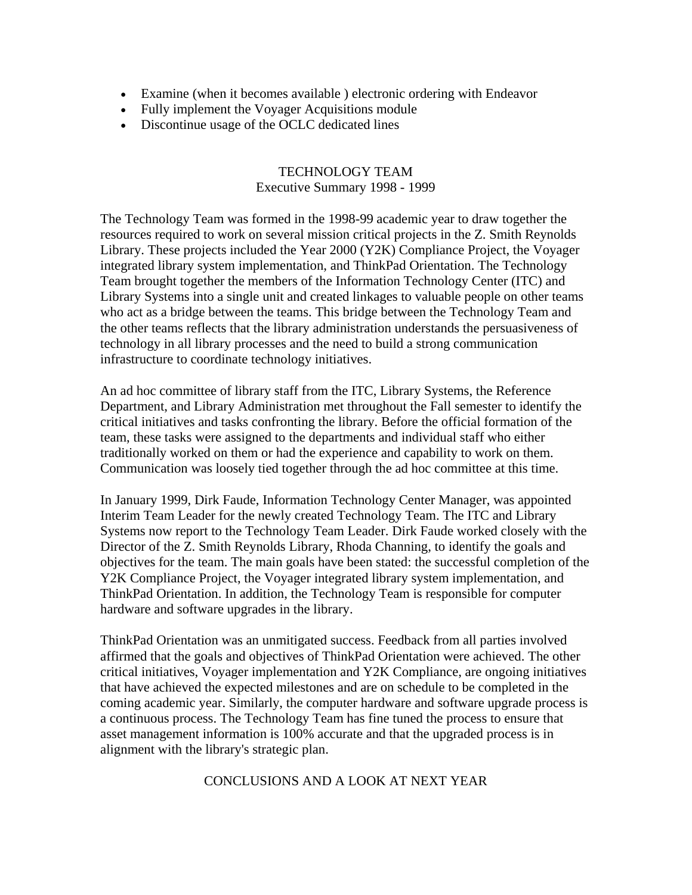- Examine (when it becomes available ) electronic ordering with Endeavor
- Fully implement the Voyager Acquisitions module
- Discontinue usage of the OCLC dedicated lines

## TECHNOLOGY TEAM

### Executive Summary 1998 - 1999

The Technology Team was formed in the 1998-99 academic year to draw together the resources required to work on several mission critical projects in the Z. Smith Reynolds Library. These projects included the Year 2000 (Y2K) Compliance Project, the Voyager integrated library system implementation, and ThinkPad Orientation. The Technology Team brought together the members of the Information Technology Center (ITC) and Library Systems into a single unit and created linkages to valuable people on other teams who act as a bridge between the teams. This bridge between the Technology Team and the other teams reflects that the library administration understands the persuasiveness of technology in all library processes and the need to build a strong communication infrastructure to coordinate technology initiatives.

An ad hoc committee of library staff from the ITC, Library Systems, the Reference Department, and Library Administration met throughout the Fall semester to identify the critical initiatives and tasks confronting the library. Before the official formation of the team, these tasks were assigned to the departments and individual staff who either traditionally worked on them or had the experience and capability to work on them. Communication was loosely tied together through the ad hoc committee at this time.

In January 1999, Dirk Faude, Information Technology Center Manager, was appointed Interim Team Leader for the newly created Technology Team. The ITC and Library Systems now report to the Technology Team Leader. Dirk Faude worked closely with the Director of the Z. Smith Reynolds Library, Rhoda Channing, to identify the goals and objectives for the team. The main goals have been stated: the successful completion of the Y2K Compliance Project, the Voyager integrated library system implementation, and ThinkPad Orientation. In addition, the Technology Team is responsible for computer hardware and software upgrades in the library.

ThinkPad Orientation was an unmitigated success. Feedback from all parties involved affirmed that the goals and objectives of ThinkPad Orientation were achieved. The other critical initiatives, Voyager implementation and Y2K Compliance, are ongoing initiatives that have achieved the expected milestones and are on schedule to be completed in the coming academic year. Similarly, the computer hardware and software upgrade process is a continuous process. The Technology Team has fine tuned the process to ensure that asset management information is 100% accurate and that the upgraded process is in alignment with the library's strategic plan.

## CONCLUSIONS AND A LOOK AT NEXT YEAR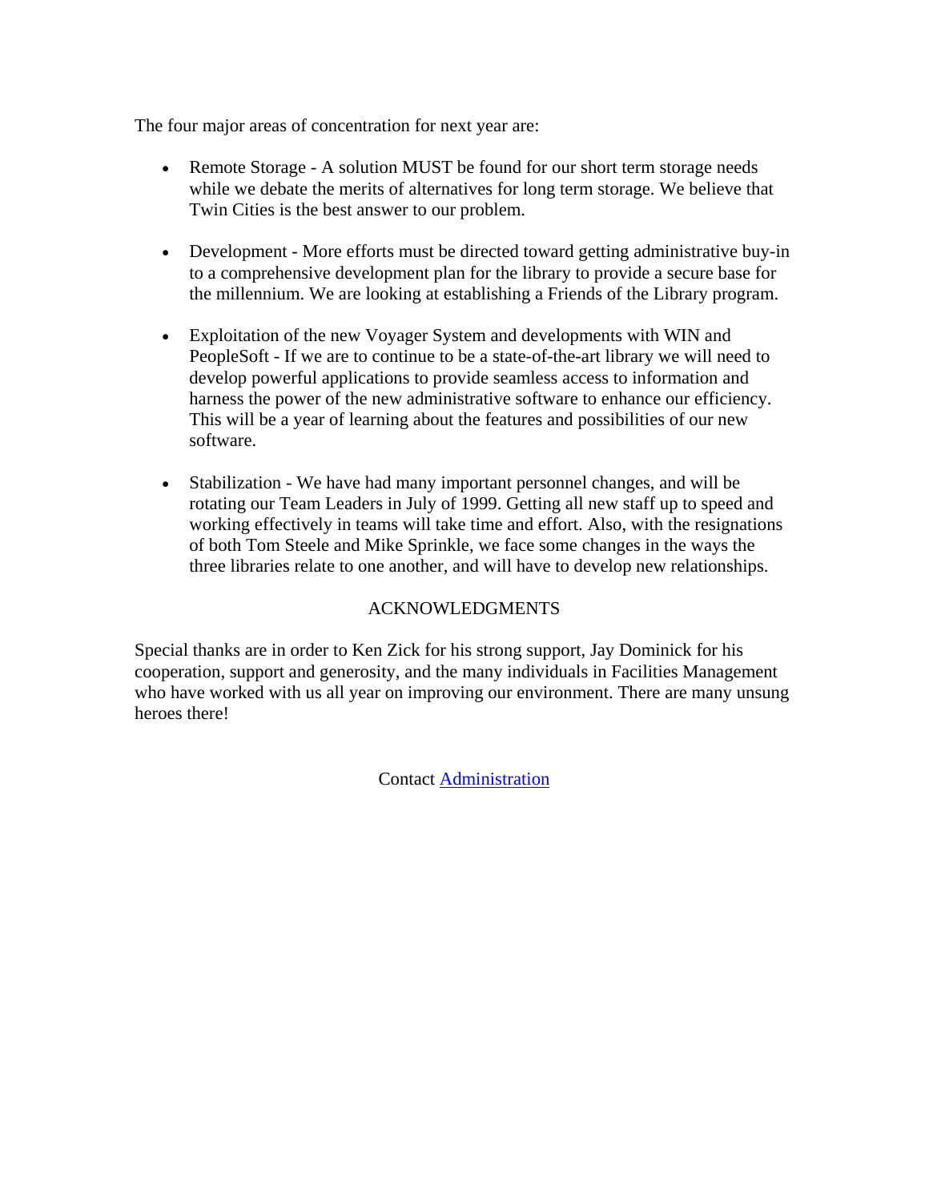The four major areas of concentration for next year are:

- Remote Storage - A solution MUST be found for our short term storage needs while we debate the merits of alternatives for long term storage. We believe that Twin Cities is the best answer to our problem.
- Development - More efforts must be directed toward getting administrative buy-in to a comprehensive development plan for the library to provide a secure base for the millennium. We are looking at establishing a Friends of the Library program.
- Exploitation of the new Voyager System and developments with WIN and PeopleSoft - If we are to continue to be a state-of-the-art library we will need to develop powerful applications to provide seamless access to information and harness the power of the new administrative software to enhance our efficiency. This will be a year of learning about the features and possibilities of our new software.
- Stabilization - We have had many important personnel changes, and will be rotating our Team Leaders in July of 1999. Getting all new staff up to speed and working effectively in teams will take time and effort. Also, with the resignations of both Tom Steele and Mike Sprinkle, we face some changes in the ways the three libraries relate to one another, and will have to develop new relationships.

## ACKNOWLEDGMENTS

Special thanks are in order to Ken Zick for his strong support, Jay Dominick for his cooperation, support and generosity, and the many individuals in Facilities Management who have worked with us all year on improving our environment. There are many unsung heroes there!

Contact [Administration]